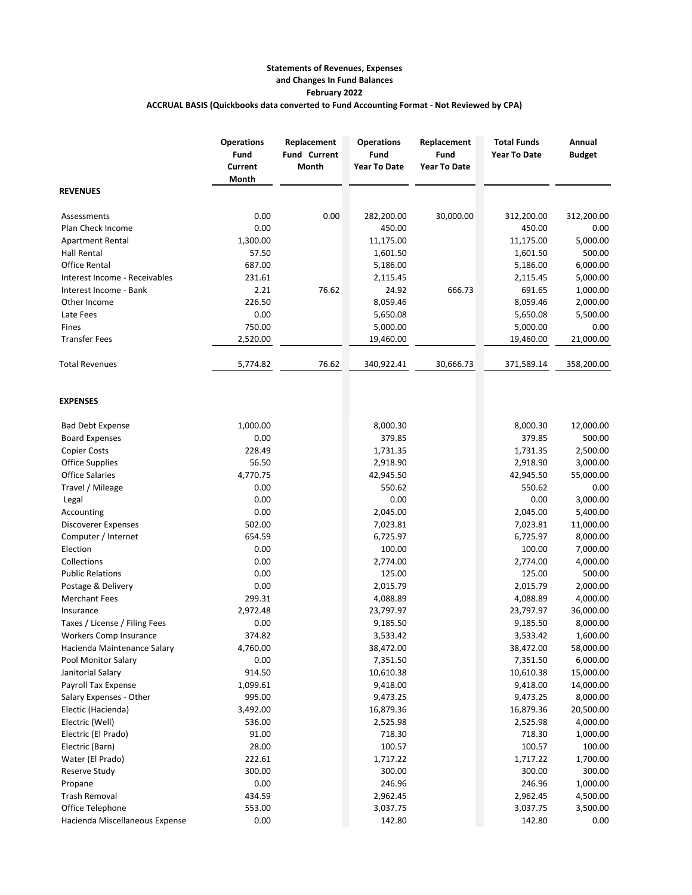**Statements of Revenues, Expenses**
**and Changes In Fund Balances**
**February 2022**
**ACCRUAL BASIS (Quickbooks data converted to Fund Accounting Format - Not Reviewed by CPA)**

| | Operations Fund Current Month | Replacement Fund Current Month | Operations Fund Year To Date | Replacement Fund Year To Date | Total Funds Year To Date | Annual Budget |
|---|---|---|---|---|---|---|
| **REVENUES** | | | | | | |
| Assessments | 0.00 | 0.00 | 282,200.00 | 30,000.00 | 312,200.00 | 312,200.00 |
| Plan Check Income | 0.00 | | 450.00 | | 450.00 | 0.00 |
| Apartment Rental | 1,300.00 | | 11,175.00 | | 11,175.00 | 5,000.00 |
| Hall Rental | 57.50 | | 1,601.50 | | 1,601.50 | 500.00 |
| Office Rental | 687.00 | | 5,186.00 | | 5,186.00 | 6,000.00 |
| Interest Income - Receivables | 231.61 | | 2,115.45 | | 2,115.45 | 5,000.00 |
| Interest Income - Bank | 2.21 | 76.62 | 24.92 | 666.73 | 691.65 | 1,000.00 |
| Other Income | 226.50 | | 8,059.46 | | 8,059.46 | 2,000.00 |
| Late Fees | 0.00 | | 5,650.08 | | 5,650.08 | 5,500.00 |
| Fines | 750.00 | | 5,000.00 | | 5,000.00 | 0.00 |
| Transfer Fees | 2,520.00 | | 19,460.00 | | 19,460.00 | 21,000.00 |
| Total Revenues | 5,774.82 | 76.62 | 340,922.41 | 30,666.73 | 371,589.14 | 358,200.00 |
| **EXPENSES** | | | | | | |
| Bad Debt Expense | 1,000.00 | | 8,000.30 | | 8,000.30 | 12,000.00 |
| Board Expenses | 0.00 | | 379.85 | | 379.85 | 500.00 |
| Copier Costs | 228.49 | | 1,731.35 | | 1,731.35 | 2,500.00 |
| Office Supplies | 56.50 | | 2,918.90 | | 2,918.90 | 3,000.00 |
| Office Salaries | 4,770.75 | | 42,945.50 | | 42,945.50 | 55,000.00 |
| Travel / Mileage | 0.00 | | 550.62 | | 550.62 | 0.00 |
| Legal | 0.00 | | 0.00 | | 0.00 | 3,000.00 |
| Accounting | 0.00 | | 2,045.00 | | 2,045.00 | 5,400.00 |
| Discoverer Expenses | 502.00 | | 7,023.81 | | 7,023.81 | 11,000.00 |
| Computer / Internet | 654.59 | | 6,725.97 | | 6,725.97 | 8,000.00 |
| Election | 0.00 | | 100.00 | | 100.00 | 7,000.00 |
| Collections | 0.00 | | 2,774.00 | | 2,774.00 | 4,000.00 |
| Public Relations | 0.00 | | 125.00 | | 125.00 | 500.00 |
| Postage & Delivery | 0.00 | | 2,015.79 | | 2,015.79 | 2,000.00 |
| Merchant Fees | 299.31 | | 4,088.89 | | 4,088.89 | 4,000.00 |
| Insurance | 2,972.48 | | 23,797.97 | | 23,797.97 | 36,000.00 |
| Taxes / License / Filing Fees | 0.00 | | 9,185.50 | | 9,185.50 | 8,000.00 |
| Workers Comp Insurance | 374.82 | | 3,533.42 | | 3,533.42 | 1,600.00 |
| Hacienda Maintenance Salary | 4,760.00 | | 38,472.00 | | 38,472.00 | 58,000.00 |
| Pool Monitor Salary | 0.00 | | 7,351.50 | | 7,351.50 | 6,000.00 |
| Janitorial Salary | 914.50 | | 10,610.38 | | 10,610.38 | 15,000.00 |
| Payroll Tax Expense | 1,099.61 | | 9,418.00 | | 9,418.00 | 14,000.00 |
| Salary Expenses - Other | 995.00 | | 9,473.25 | | 9,473.25 | 8,000.00 |
| Electic (Hacienda) | 3,492.00 | | 16,879.36 | | 16,879.36 | 20,500.00 |
| Electric (Well) | 536.00 | | 2,525.98 | | 2,525.98 | 4,000.00 |
| Electric (El Prado) | 91.00 | | 718.30 | | 718.30 | 1,000.00 |
| Electric (Barn) | 28.00 | | 100.57 | | 100.57 | 100.00 |
| Water (El Prado) | 222.61 | | 1,717.22 | | 1,717.22 | 1,700.00 |
| Reserve Study | 300.00 | | 300.00 | | 300.00 | 300.00 |
| Propane | 0.00 | | 246.96 | | 246.96 | 1,000.00 |
| Trash Removal | 434.59 | | 2,962.45 | | 2,962.45 | 4,500.00 |
| Office Telephone | 553.00 | | 3,037.75 | | 3,037.75 | 3,500.00 |
| Hacienda Miscellaneous Expense | 0.00 | | 142.80 | | 142.80 | 0.00 |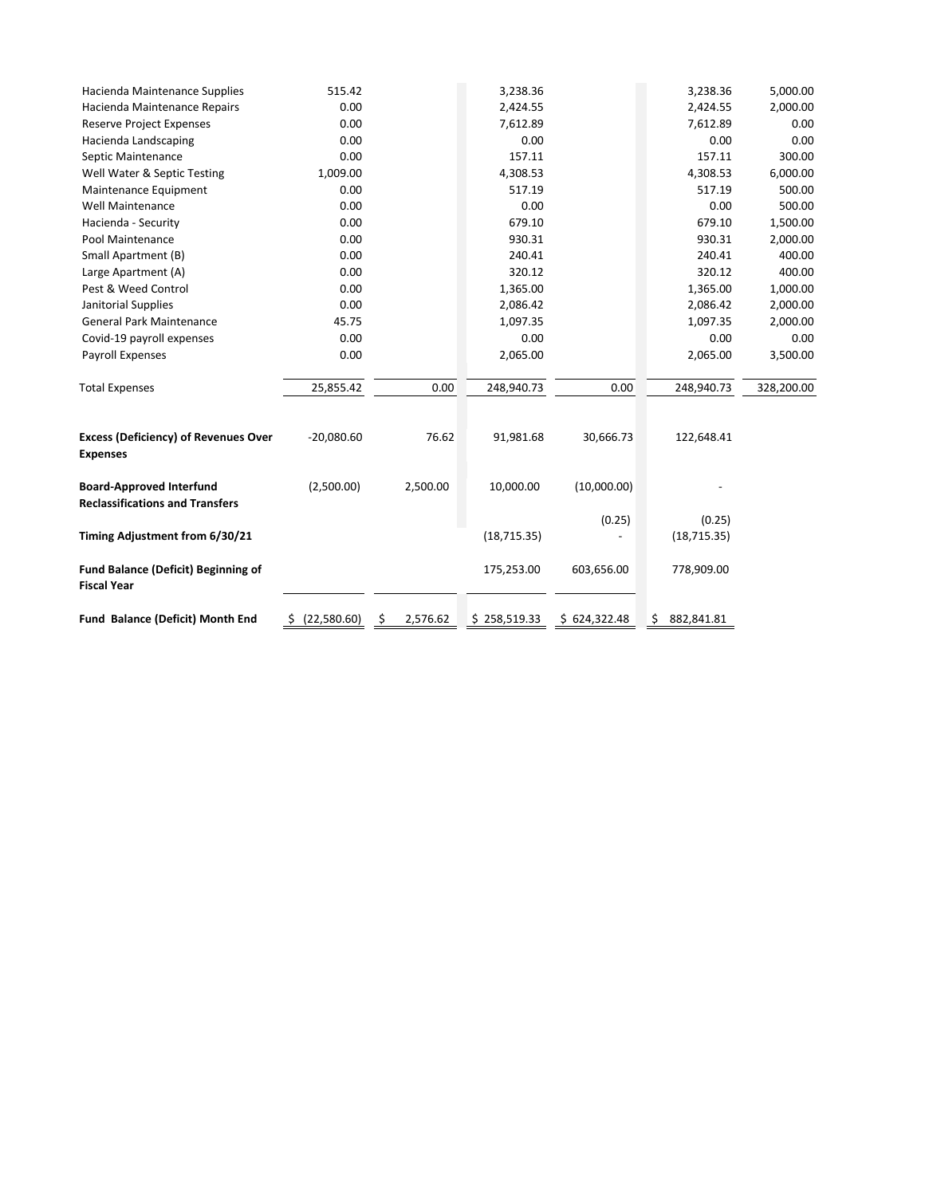| | | | | | | |
|---|---|---|---|---|---|---|
| Hacienda Maintenance Supplies | 515.42 | | 3,238.36 | | 3,238.36 | 5,000.00 |
| Hacienda Maintenance Repairs | 0.00 | | 2,424.55 | | 2,424.55 | 2,000.00 |
| Reserve Project Expenses | 0.00 | | 7,612.89 | | 7,612.89 | 0.00 |
| Hacienda Landscaping | 0.00 | | 0.00 | | 0.00 | 0.00 |
| Septic Maintenance | 0.00 | | 157.11 | | 157.11 | 300.00 |
| Well Water & Septic Testing | 1,009.00 | | 4,308.53 | | 4,308.53 | 6,000.00 |
| Maintenance Equipment | 0.00 | | 517.19 | | 517.19 | 500.00 |
| Well Maintenance | 0.00 | | 0.00 | | 0.00 | 500.00 |
| Hacienda - Security | 0.00 | | 679.10 | | 679.10 | 1,500.00 |
| Pool Maintenance | 0.00 | | 930.31 | | 930.31 | 2,000.00 |
| Small Apartment (B) | 0.00 | | 240.41 | | 240.41 | 400.00 |
| Large Apartment (A) | 0.00 | | 320.12 | | 320.12 | 400.00 |
| Pest & Weed Control | 0.00 | | 1,365.00 | | 1,365.00 | 1,000.00 |
| Janitorial Supplies | 0.00 | | 2,086.42 | | 2,086.42 | 2,000.00 |
| General Park Maintenance | 45.75 | | 1,097.35 | | 1,097.35 | 2,000.00 |
| Covid-19 payroll expenses | 0.00 | | 0.00 | | 0.00 | 0.00 |
| Payroll Expenses | 0.00 | | 2,065.00 | | 2,065.00 | 3,500.00 |
| Total Expenses | 25,855.42 | 0.00 | 248,940.73 | 0.00 | 248,940.73 | 328,200.00 |
| **Excess (Deficiency) of Revenues Over Expenses** | -20,080.60 | 76.62 | 91,981.68 | 30,666.73 | 122,648.41 | |
| **Board-Approved Interfund Reclassifications and Transfers** | (2,500.00) | 2,500.00 | 10,000.00 | (10,000.00) | - | |
| | | | | (0.25) | (0.25) | |
| **Timing Adjustment from 6/30/21** | | | (18,715.35) | - | (18,715.35) | |
| **Fund Balance (Deficit) Beginning of Fiscal Year** | | | 175,253.00 | 603,656.00 | 778,909.00 | |
| **Fund Balance (Deficit) Month End** | $ (22,580.60) | $ 2,576.62 | $ 258,519.33 | $ 624,322.48 | $ 882,841.81 | |